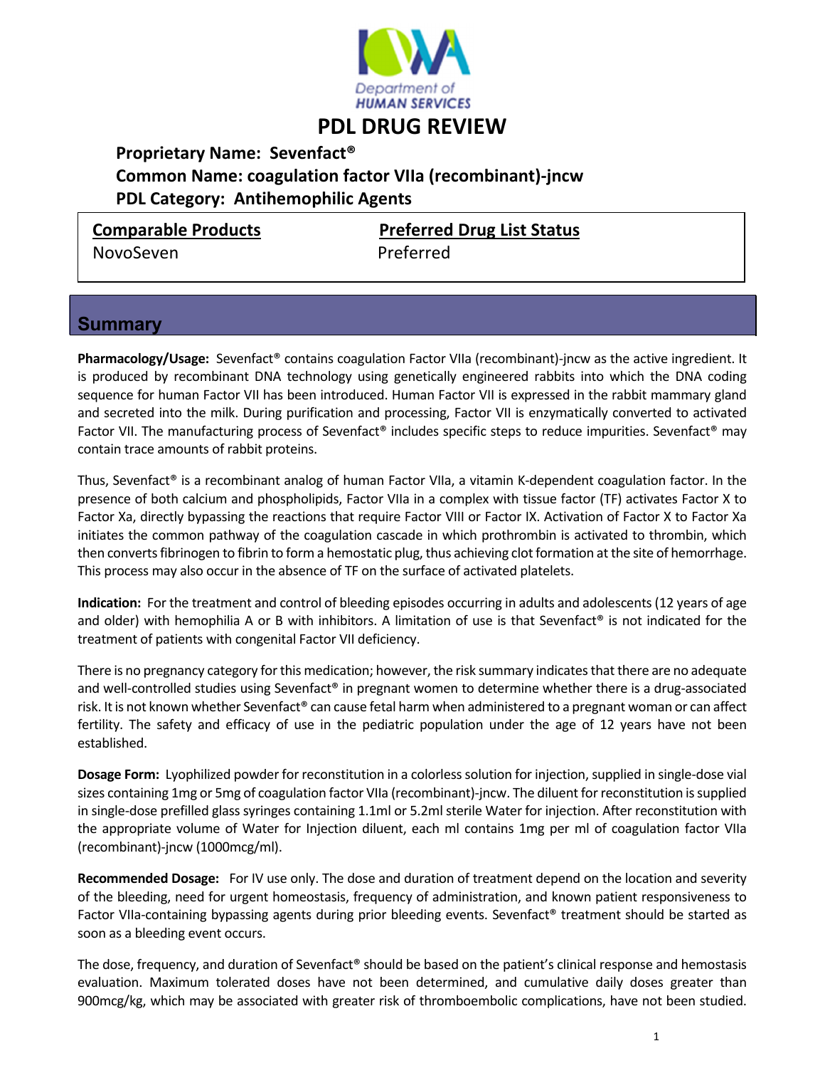# PDL DRUG REVIEW

**Proprietary Name: Sevenfact®**
**Common Name: coagulation factor VIIa (recombinant)-jncw**
**PDL Category: Antihemophilic Agents**

| Comparable Products | Preferred Drug List Status |
|---|---|
| NovoSeven | Preferred |

## Summary

**Pharmacology/Usage:** Sevenfact® contains coagulation Factor VIIa (recombinant)-jncw as the active ingredient. It is produced by recombinant DNA technology using genetically engineered rabbits into which the DNA coding sequence for human Factor VII has been introduced. Human Factor VII is expressed in the rabbit mammary gland and secreted into the milk. During purification and processing, Factor VII is enzymatically converted to activated Factor VII. The manufacturing process of Sevenfact® includes specific steps to reduce impurities. Sevenfact® may contain trace amounts of rabbit proteins.

Thus, Sevenfact® is a recombinant analog of human Factor VIIa, a vitamin K-dependent coagulation factor. In the presence of both calcium and phospholipids, Factor VIIa in a complex with tissue factor (TF) activates Factor X to Factor Xa, directly bypassing the reactions that require Factor VIII or Factor IX. Activation of Factor X to Factor Xa initiates the common pathway of the coagulation cascade in which prothrombin is activated to thrombin, which then converts fibrinogen to fibrin to form a hemostatic plug, thus achieving clot formation at the site of hemorrhage. This process may also occur in the absence of TF on the surface of activated platelets.

**Indication:** For the treatment and control of bleeding episodes occurring in adults and adolescents (12 years of age and older) with hemophilia A or B with inhibitors. A limitation of use is that Sevenfact® is not indicated for the treatment of patients with congenital Factor VII deficiency.

There is no pregnancy category for this medication; however, the risk summary indicates that there are no adequate and well-controlled studies using Sevenfact® in pregnant women to determine whether there is a drug-associated risk. It is not known whether Sevenfact® can cause fetal harm when administered to a pregnant woman or can affect fertility. The safety and efficacy of use in the pediatric population under the age of 12 years have not been established.

**Dosage Form:** Lyophilized powder for reconstitution in a colorless solution for injection, supplied in single-dose vial sizes containing 1mg or 5mg of coagulation factor VIIa (recombinant)-jncw. The diluent for reconstitution is supplied in single-dose prefilled glass syringes containing 1.1ml or 5.2ml sterile Water for injection. After reconstitution with the appropriate volume of Water for Injection diluent, each ml contains 1mg per ml of coagulation factor VIIa (recombinant)-jncw (1000mcg/ml).

**Recommended Dosage:** For IV use only. The dose and duration of treatment depend on the location and severity of the bleeding, need for urgent homeostasis, frequency of administration, and known patient responsiveness to Factor VIIa-containing bypassing agents during prior bleeding events. Sevenfact® treatment should be started as soon as a bleeding event occurs.

The dose, frequency, and duration of Sevenfact® should be based on the patient's clinical response and hemostasis evaluation. Maximum tolerated doses have not been determined, and cumulative daily doses greater than 900mcg/kg, which may be associated with greater risk of thromboembolic complications, have not been studied.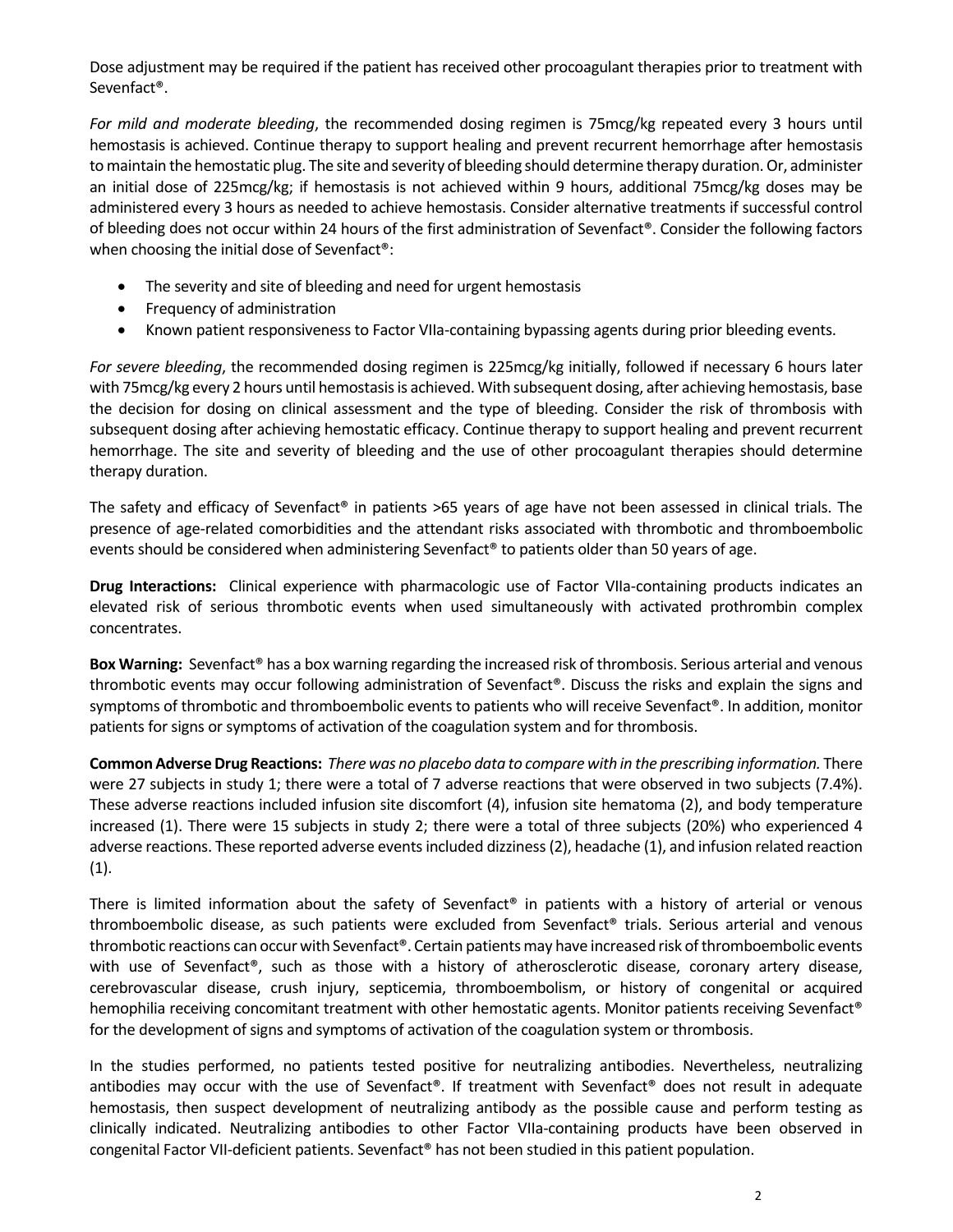Dose adjustment may be required if the patient has received other procoagulant therapies prior to treatment with Sevenfact®.

*For mild and moderate bleeding*, the recommended dosing regimen is 75mcg/kg repeated every 3 hours until hemostasis is achieved. Continue therapy to support healing and prevent recurrent hemorrhage after hemostasis to maintain the hemostatic plug. The site and severity of bleeding should determine therapy duration. Or, administer an initial dose of 225mcg/kg; if hemostasis is not achieved within 9 hours, additional 75mcg/kg doses may be administered every 3 hours as needed to achieve hemostasis. Consider alternative treatments if successful control of bleeding does not occur within 24 hours of the first administration of Sevenfact®. Consider the following factors when choosing the initial dose of Sevenfact®:

- The severity and site of bleeding and need for urgent hemostasis
- Frequency of administration
- Known patient responsiveness to Factor VIIa-containing bypassing agents during prior bleeding events.

*For severe bleeding*, the recommended dosing regimen is 225mcg/kg initially, followed if necessary 6 hours later with 75mcg/kg every 2 hours until hemostasis is achieved. With subsequent dosing, after achieving hemostasis, base the decision for dosing on clinical assessment and the type of bleeding. Consider the risk of thrombosis with subsequent dosing after achieving hemostatic efficacy. Continue therapy to support healing and prevent recurrent hemorrhage. The site and severity of bleeding and the use of other procoagulant therapies should determine therapy duration.

The safety and efficacy of Sevenfact® in patients >65 years of age have not been assessed in clinical trials. The presence of age-related comorbidities and the attendant risks associated with thrombotic and thromboembolic events should be considered when administering Sevenfact® to patients older than 50 years of age.

**Drug Interactions:** Clinical experience with pharmacologic use of Factor VIIa-containing products indicates an elevated risk of serious thrombotic events when used simultaneously with activated prothrombin complex concentrates.

**Box Warning:** Sevenfact® has a box warning regarding the increased risk of thrombosis. Serious arterial and venous thrombotic events may occur following administration of Sevenfact®. Discuss the risks and explain the signs and symptoms of thrombotic and thromboembolic events to patients who will receive Sevenfact®. In addition, monitor patients for signs or symptoms of activation of the coagulation system and for thrombosis.

**Common Adverse Drug Reactions:** *There was no placebo data to compare with in the prescribing information.* There were 27 subjects in study 1; there were a total of 7 adverse reactions that were observed in two subjects (7.4%). These adverse reactions included infusion site discomfort (4), infusion site hematoma (2), and body temperature increased (1). There were 15 subjects in study 2; there were a total of three subjects (20%) who experienced 4 adverse reactions. These reported adverse events included dizziness (2), headache (1), and infusion related reaction (1).

There is limited information about the safety of Sevenfact® in patients with a history of arterial or venous thromboembolic disease, as such patients were excluded from Sevenfact® trials. Serious arterial and venous thrombotic reactions can occur with Sevenfact®. Certain patients may have increased risk of thromboembolic events with use of Sevenfact®, such as those with a history of atherosclerotic disease, coronary artery disease, cerebrovascular disease, crush injury, septicemia, thromboembolism, or history of congenital or acquired hemophilia receiving concomitant treatment with other hemostatic agents. Monitor patients receiving Sevenfact® for the development of signs and symptoms of activation of the coagulation system or thrombosis.

In the studies performed, no patients tested positive for neutralizing antibodies. Nevertheless, neutralizing antibodies may occur with the use of Sevenfact®. If treatment with Sevenfact® does not result in adequate hemostasis, then suspect development of neutralizing antibody as the possible cause and perform testing as clinically indicated. Neutralizing antibodies to other Factor VIIa-containing products have been observed in congenital Factor VII-deficient patients. Sevenfact® has not been studied in this patient population.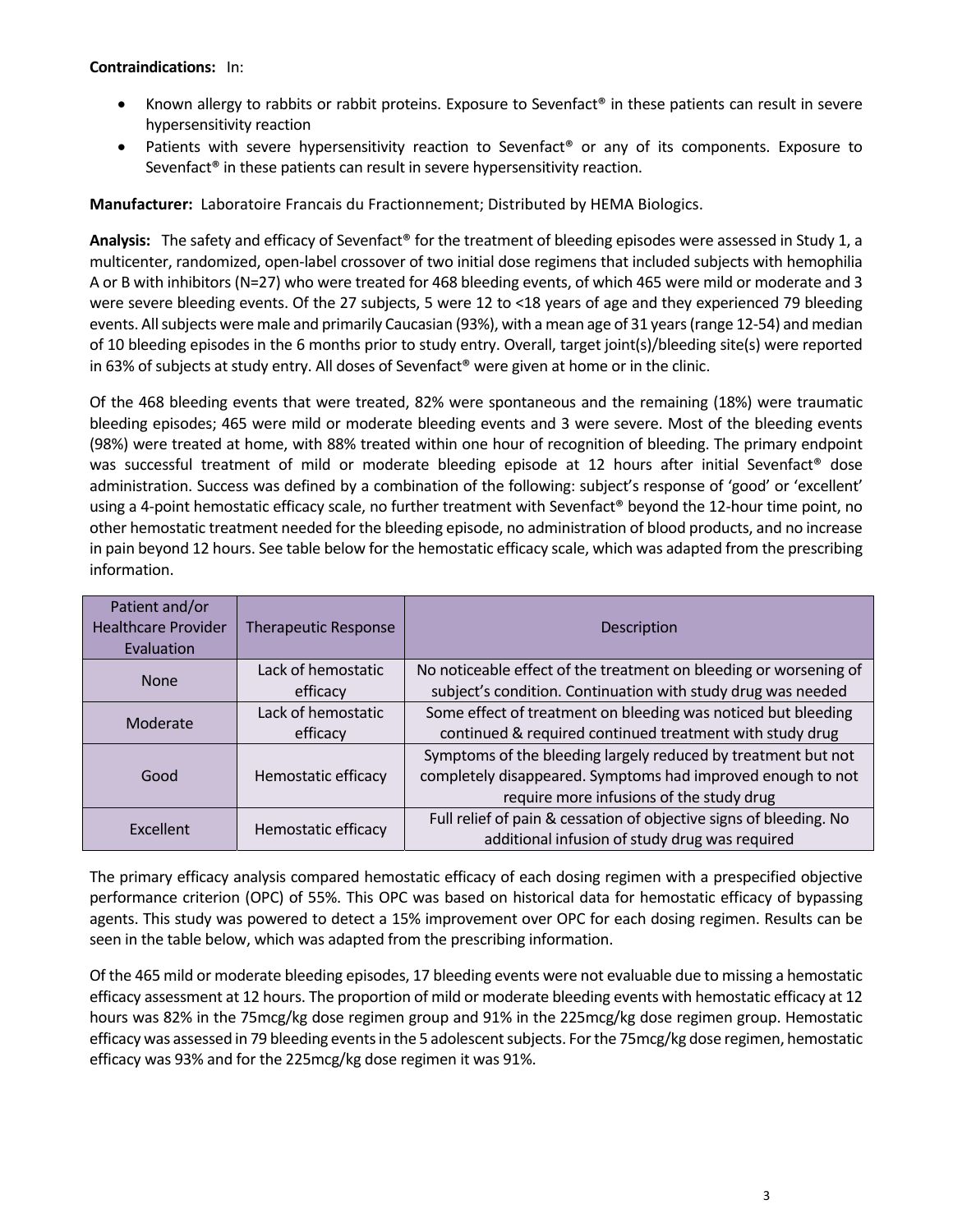**Contraindications:** In:

- Known allergy to rabbits or rabbit proteins. Exposure to Sevenfact® in these patients can result in severe hypersensitivity reaction
- Patients with severe hypersensitivity reaction to Sevenfact® or any of its components. Exposure to Sevenfact® in these patients can result in severe hypersensitivity reaction.

**Manufacturer:** Laboratoire Francais du Fractionnement; Distributed by HEMA Biologics.

**Analysis:** The safety and efficacy of Sevenfact® for the treatment of bleeding episodes were assessed in Study 1, a multicenter, randomized, open-label crossover of two initial dose regimens that included subjects with hemophilia A or B with inhibitors (N=27) who were treated for 468 bleeding events, of which 465 were mild or moderate and 3 were severe bleeding events. Of the 27 subjects, 5 were 12 to <18 years of age and they experienced 79 bleeding events. All subjects were male and primarily Caucasian (93%), with a mean age of 31 years (range 12-54) and median of 10 bleeding episodes in the 6 months prior to study entry. Overall, target joint(s)/bleeding site(s) were reported in 63% of subjects at study entry. All doses of Sevenfact® were given at home or in the clinic.

Of the 468 bleeding events that were treated, 82% were spontaneous and the remaining (18%) were traumatic bleeding episodes; 465 were mild or moderate bleeding events and 3 were severe. Most of the bleeding events (98%) were treated at home, with 88% treated within one hour of recognition of bleeding. The primary endpoint was successful treatment of mild or moderate bleeding episode at 12 hours after initial Sevenfact® dose administration. Success was defined by a combination of the following: subject's response of 'good' or 'excellent' using a 4-point hemostatic efficacy scale, no further treatment with Sevenfact® beyond the 12-hour time point, no other hemostatic treatment needed for the bleeding episode, no administration of blood products, and no increase in pain beyond 12 hours. See table below for the hemostatic efficacy scale, which was adapted from the prescribing information.

| Patient and/or Healthcare Provider Evaluation | Therapeutic Response | Description |
|---|---|---|
| None | Lack of hemostatic efficacy | No noticeable effect of the treatment on bleeding or worsening of subject's condition. Continuation with study drug was needed |
| Moderate | Lack of hemostatic efficacy | Some effect of treatment on bleeding was noticed but bleeding continued & required continued treatment with study drug |
| Good | Hemostatic efficacy | Symptoms of the bleeding largely reduced by treatment but not completely disappeared. Symptoms had improved enough to not require more infusions of the study drug |
| Excellent | Hemostatic efficacy | Full relief of pain & cessation of objective signs of bleeding. No additional infusion of study drug was required |

The primary efficacy analysis compared hemostatic efficacy of each dosing regimen with a prespecified objective performance criterion (OPC) of 55%. This OPC was based on historical data for hemostatic efficacy of bypassing agents. This study was powered to detect a 15% improvement over OPC for each dosing regimen. Results can be seen in the table below, which was adapted from the prescribing information.

Of the 465 mild or moderate bleeding episodes, 17 bleeding events were not evaluable due to missing a hemostatic efficacy assessment at 12 hours. The proportion of mild or moderate bleeding events with hemostatic efficacy at 12 hours was 82% in the 75mcg/kg dose regimen group and 91% in the 225mcg/kg dose regimen group. Hemostatic efficacy was assessed in 79 bleeding events in the 5 adolescent subjects. For the 75mcg/kg dose regimen, hemostatic efficacy was 93% and for the 225mcg/kg dose regimen it was 91%.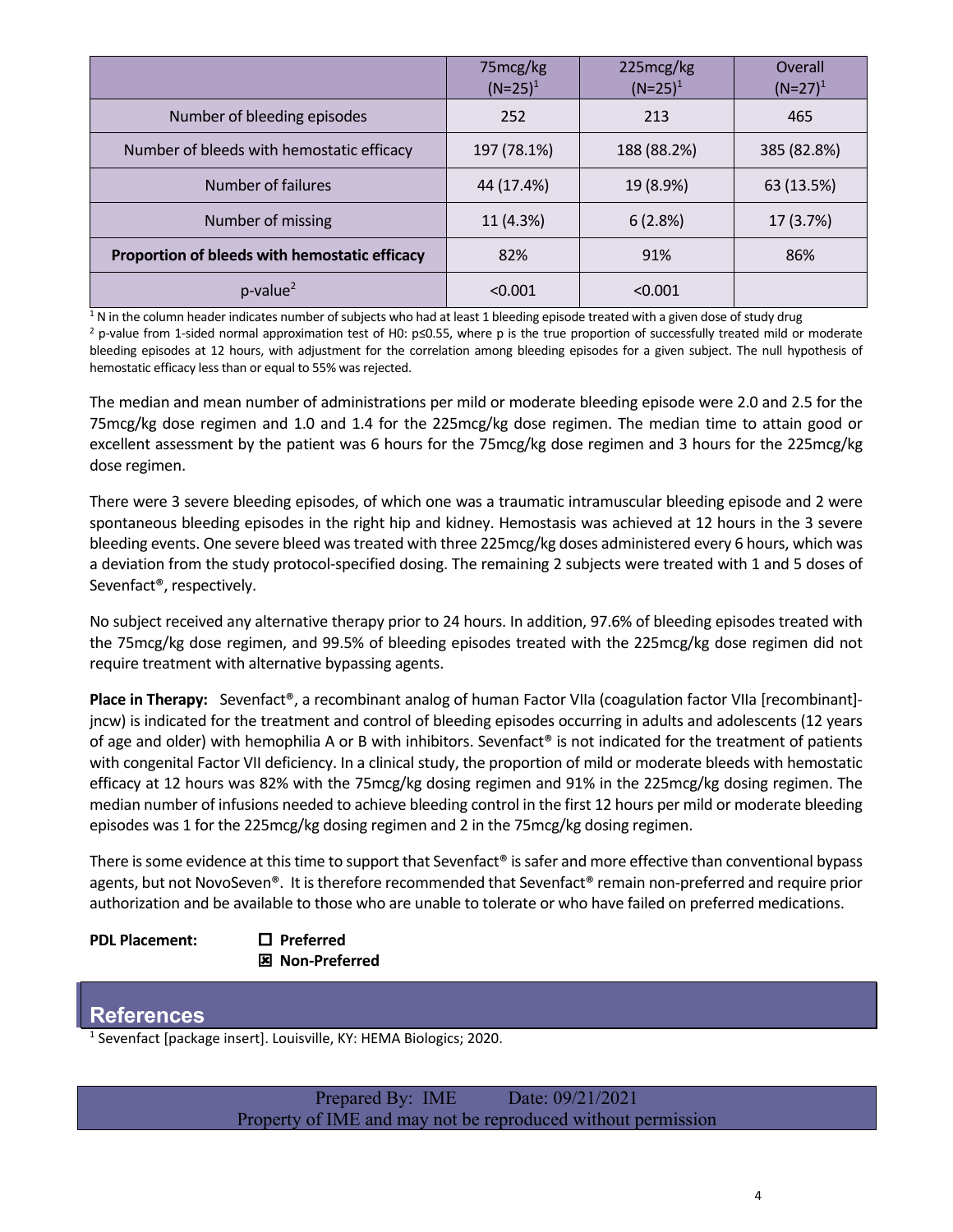| | 75mcg/kg (N=25)[1] | 225mcg/kg (N=25)[1] | Overall (N=27)[1] |
|---|---|---|---|
| Number of bleeding episodes | 252 | 213 | 465 |
| Number of bleeds with hemostatic efficacy | 197 (78.1%) | 188 (88.2%) | 385 (82.8%) |
| Number of failures | 44 (17.4%) | 19 (8.9%) | 63 (13.5%) |
| Number of missing | 11 (4.3%) | 6 (2.8%) | 17 (3.7%) |
| **Proportion of bleeds with hemostatic efficacy** | 82% | 91% | 86% |
| p-value[2] | <0.001 | <0.001 | |

[1] N in the column header indicates number of subjects who had at least 1 bleeding episode treated with a given dose of study drug
[2] p-value from 1-sided normal approximation test of H0: p≤0.55, where p is the true proportion of successfully treated mild or moderate bleeding episodes at 12 hours, with adjustment for the correlation among bleeding episodes for a given subject. The null hypothesis of hemostatic efficacy less than or equal to 55% was rejected.

The median and mean number of administrations per mild or moderate bleeding episode were 2.0 and 2.5 for the 75mcg/kg dose regimen and 1.0 and 1.4 for the 225mcg/kg dose regimen. The median time to attain good or excellent assessment by the patient was 6 hours for the 75mcg/kg dose regimen and 3 hours for the 225mcg/kg dose regimen.

There were 3 severe bleeding episodes, of which one was a traumatic intramuscular bleeding episode and 2 were spontaneous bleeding episodes in the right hip and kidney. Hemostasis was achieved at 12 hours in the 3 severe bleeding events. One severe bleed was treated with three 225mcg/kg doses administered every 6 hours, which was a deviation from the study protocol-specified dosing. The remaining 2 subjects were treated with 1 and 5 doses of Sevenfact®, respectively.

No subject received any alternative therapy prior to 24 hours. In addition, 97.6% of bleeding episodes treated with the 75mcg/kg dose regimen, and 99.5% of bleeding episodes treated with the 225mcg/kg dose regimen did not require treatment with alternative bypassing agents.

**Place in Therapy:** Sevenfact®, a recombinant analog of human Factor VIIa (coagulation factor VIIa [recombinant]-jncw) is indicated for the treatment and control of bleeding episodes occurring in adults and adolescents (12 years of age and older) with hemophilia A or B with inhibitors. Sevenfact® is not indicated for the treatment of patients with congenital Factor VII deficiency. In a clinical study, the proportion of mild or moderate bleeds with hemostatic efficacy at 12 hours was 82% with the 75mcg/kg dosing regimen and 91% in the 225mcg/kg dosing regimen. The median number of infusions needed to achieve bleeding control in the first 12 hours per mild or moderate bleeding episodes was 1 for the 225mcg/kg dosing regimen and 2 in the 75mcg/kg dosing regimen.

There is some evidence at this time to support that Sevenfact® is safer and more effective than conventional bypass agents, but not NovoSeven®. It is therefore recommended that Sevenfact® remain non-preferred and require prior authorization and be available to those who are unable to tolerate or who have failed on preferred medications.

**PDL Placement:** ☐ **Preferred**
☒ **Non-Preferred**

## References

[1] Sevenfact [package insert]. Louisville, KY: HEMA Biologics; 2020.

Prepared By: IME Date: 09/21/2021
Property of IME and may not be reproduced without permission